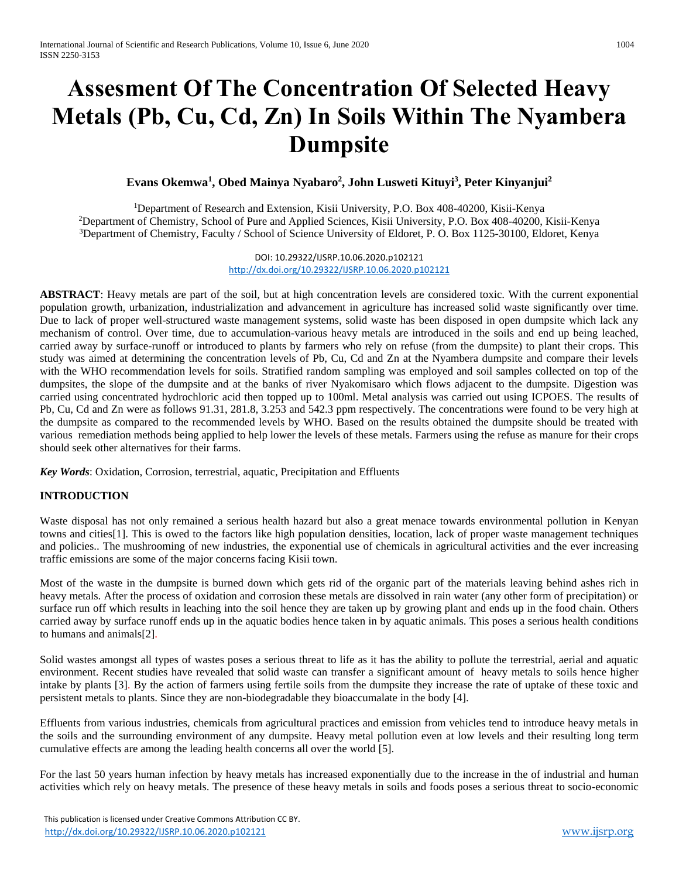# Assesment Of The Concentration Of Selected Heavy Metals (Pb, Cu, Cd, Zn) In Soils Within The Nyambera Dumpsite

**Evans Okemwa[1], Obed Mainya Nyabaro[2], John Lusweti Kituyi[3], Peter Kinyanjui[2]**

[1]Department of Research and Extension, Kisii University, P.O. Box 408-40200, Kisii-Kenya
[2]Department of Chemistry, School of Pure and Applied Sciences, Kisii University, P.O. Box 408-40200, Kisii-Kenya
[3]Department of Chemistry, Faculty / School of Science University of Eldoret, P. O. Box 1125-30100, Eldoret, Kenya

DOI: 10.29322/IJSRP.10.06.2020.p102121
http://dx.doi.org/10.29322/IJSRP.10.06.2020.p102121

**ABSTRACT**: Heavy metals are part of the soil, but at high concentration levels are considered toxic. With the current exponential population growth, urbanization, industrialization and advancement in agriculture has increased solid waste significantly over time. Due to lack of proper well-structured waste management systems, solid waste has been disposed in open dumpsite which lack any mechanism of control. Over time, due to accumulation-various heavy metals are introduced in the soils and end up being leached, carried away by surface-runoff or introduced to plants by farmers who rely on refuse (from the dumpsite) to plant their crops. This study was aimed at determining the concentration levels of Pb, Cu, Cd and Zn at the Nyambera dumpsite and compare their levels with the WHO recommendation levels for soils. Stratified random sampling was employed and soil samples collected on top of the dumpsites, the slope of the dumpsite and at the banks of river Nyakomisaro which flows adjacent to the dumpsite. Digestion was carried using concentrated hydrochloric acid then topped up to 100ml. Metal analysis was carried out using ICPOES. The results of Pb, Cu, Cd and Zn were as follows 91.31, 281.8, 3.253 and 542.3 ppm respectively. The concentrations were found to be very high at the dumpsite as compared to the recommended levels by WHO. Based on the results obtained the dumpsite should be treated with various remediation methods being applied to help lower the levels of these metals. Farmers using the refuse as manure for their crops should seek other alternatives for their farms.

***Key Words***: Oxidation, Corrosion, terrestrial, aquatic, Precipitation and Effluents

## INTRODUCTION

Waste disposal has not only remained a serious health hazard but also a great menace towards environmental pollution in Kenyan towns and cities[1]. This is owed to the factors like high population densities, location, lack of proper waste management techniques and policies.. The mushrooming of new industries, the exponential use of chemicals in agricultural activities and the ever increasing traffic emissions are some of the major concerns facing Kisii town.

Most of the waste in the dumpsite is burned down which gets rid of the organic part of the materials leaving behind ashes rich in heavy metals. After the process of oxidation and corrosion these metals are dissolved in rain water (any other form of precipitation) or surface run off which results in leaching into the soil hence they are taken up by growing plant and ends up in the food chain. Others carried away by surface runoff ends up in the aquatic bodies hence taken in by aquatic animals. This poses a serious health conditions to humans and animals[2].

Solid wastes amongst all types of wastes poses a serious threat to life as it has the ability to pollute the terrestrial, aerial and aquatic environment. Recent studies have revealed that solid waste can transfer a significant amount of heavy metals to soils hence higher intake by plants [3]. By the action of farmers using fertile soils from the dumpsite they increase the rate of uptake of these toxic and persistent metals to plants. Since they are non-biodegradable they bioaccumalate in the body [4].

Effluents from various industries, chemicals from agricultural practices and emission from vehicles tend to introduce heavy metals in the soils and the surrounding environment of any dumpsite. Heavy metal pollution even at low levels and their resulting long term cumulative effects are among the leading health concerns all over the world [5].

For the last 50 years human infection by heavy metals has increased exponentially due to the increase in the of industrial and human activities which rely on heavy metals. The presence of these heavy metals in soils and foods poses a serious threat to socio-economic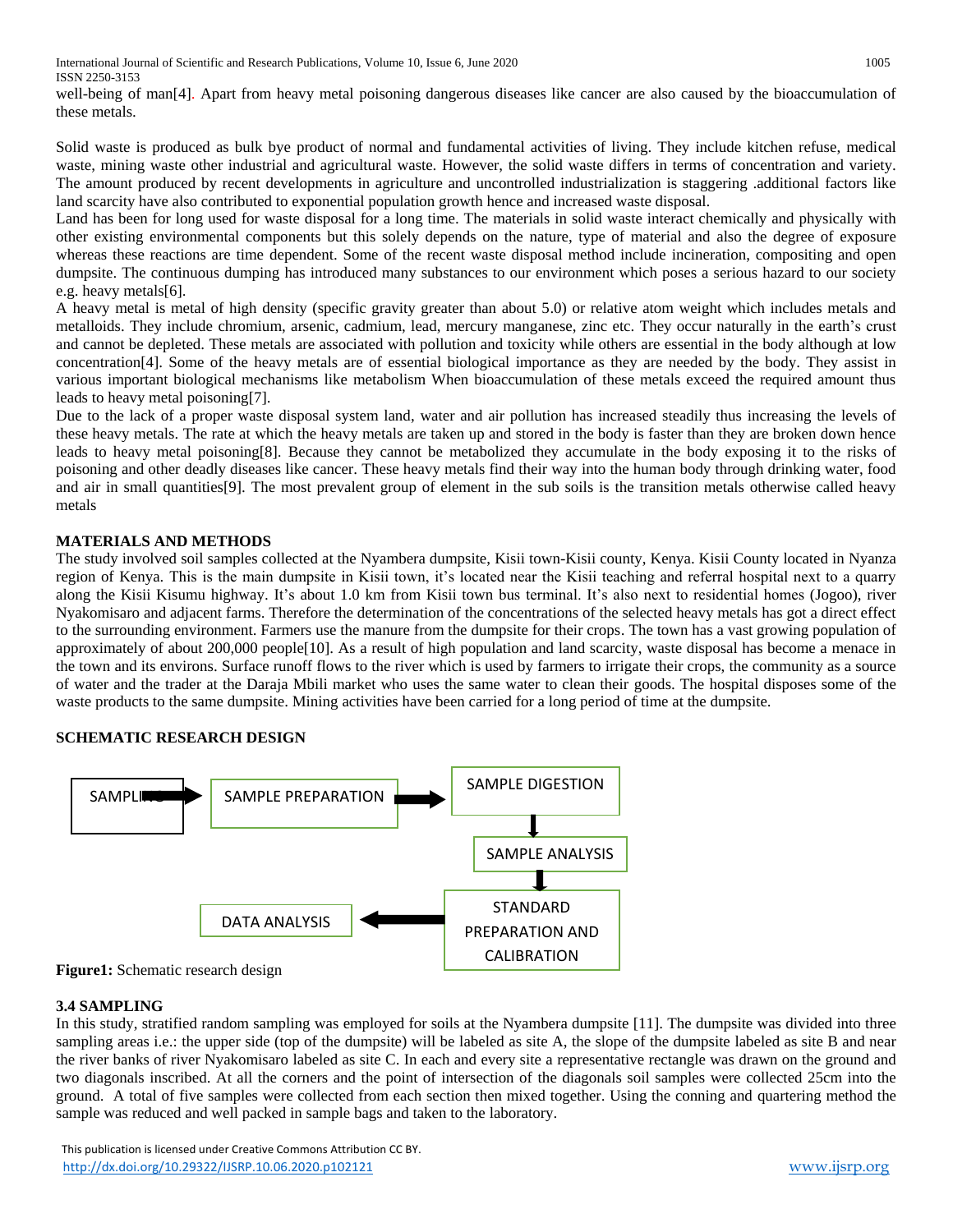well-being of man[4]. Apart from heavy metal poisoning dangerous diseases like cancer are also caused by the bioaccumulation of these metals.

Solid waste is produced as bulk bye product of normal and fundamental activities of living. They include kitchen refuse, medical waste, mining waste other industrial and agricultural waste. However, the solid waste differs in terms of concentration and variety. The amount produced by recent developments in agriculture and uncontrolled industrialization is staggering .additional factors like land scarcity have also contributed to exponential population growth hence and increased waste disposal.

Land has been for long used for waste disposal for a long time. The materials in solid waste interact chemically and physically with other existing environmental components but this solely depends on the nature, type of material and also the degree of exposure whereas these reactions are time dependent. Some of the recent waste disposal method include incineration, compositing and open dumpsite. The continuous dumping has introduced many substances to our environment which poses a serious hazard to our society e.g. heavy metals[6].

A heavy metal is metal of high density (specific gravity greater than about 5.0) or relative atom weight which includes metals and metalloids. They include chromium, arsenic, cadmium, lead, mercury manganese, zinc etc. They occur naturally in the earth's crust and cannot be depleted. These metals are associated with pollution and toxicity while others are essential in the body although at low concentration[4]. Some of the heavy metals are of essential biological importance as they are needed by the body. They assist in various important biological mechanisms like metabolism When bioaccumulation of these metals exceed the required amount thus leads to heavy metal poisoning[7].

Due to the lack of a proper waste disposal system land, water and air pollution has increased steadily thus increasing the levels of these heavy metals. The rate at which the heavy metals are taken up and stored in the body is faster than they are broken down hence leads to heavy metal poisoning[8]. Because they cannot be metabolized they accumulate in the body exposing it to the risks of poisoning and other deadly diseases like cancer. These heavy metals find their way into the human body through drinking water, food and air in small quantities[9]. The most prevalent group of element in the sub soils is the transition metals otherwise called heavy metals

## MATERIALS AND METHODS

The study involved soil samples collected at the Nyambera dumpsite, Kisii town-Kisii county, Kenya. Kisii County located in Nyanza region of Kenya. This is the main dumpsite in Kisii town, it's located near the Kisii teaching and referral hospital next to a quarry along the Kisii Kisumu highway. It's about 1.0 km from Kisii town bus terminal. It's also next to residential homes (Jogoo), river Nyakomisaro and adjacent farms. Therefore the determination of the concentrations of the selected heavy metals has got a direct effect to the surrounding environment. Farmers use the manure from the dumpsite for their crops. The town has a vast growing population of approximately of about 200,000 people[10]. As a result of high population and land scarcity, waste disposal has become a menace in the town and its environs. Surface runoff flows to the river which is used by farmers to irrigate their crops, the community as a source of water and the trader at the Daraja Mbili market who uses the same water to clean their goods. The hospital disposes some of the waste products to the same dumpsite. Mining activities have been carried for a long period of time at the dumpsite.

## SCHEMATIC RESEARCH DESIGN

SAMPLING

SAMPLE PREPARATION

SAMPLE DIGESTION

SAMPLE ANALYSIS

STANDARD PREPARATION AND CALIBRATION

DATA ANALYSIS

**Figure1:** Schematic research design

### 3.4 SAMPLING

In this study, stratified random sampling was employed for soils at the Nyambera dumpsite [11]. The dumpsite was divided into three sampling areas i.e.: the upper side (top of the dumpsite) will be labeled as site A, the slope of the dumpsite labeled as site B and near the river banks of river Nyakomisaro labeled as site C. In each and every site a representative rectangle was drawn on the ground and two diagonals inscribed. At all the corners and the point of intersection of the diagonals soil samples were collected 25cm into the ground. A total of five samples were collected from each section then mixed together. Using the conning and quartering method the sample was reduced and well packed in sample bags and taken to the laboratory.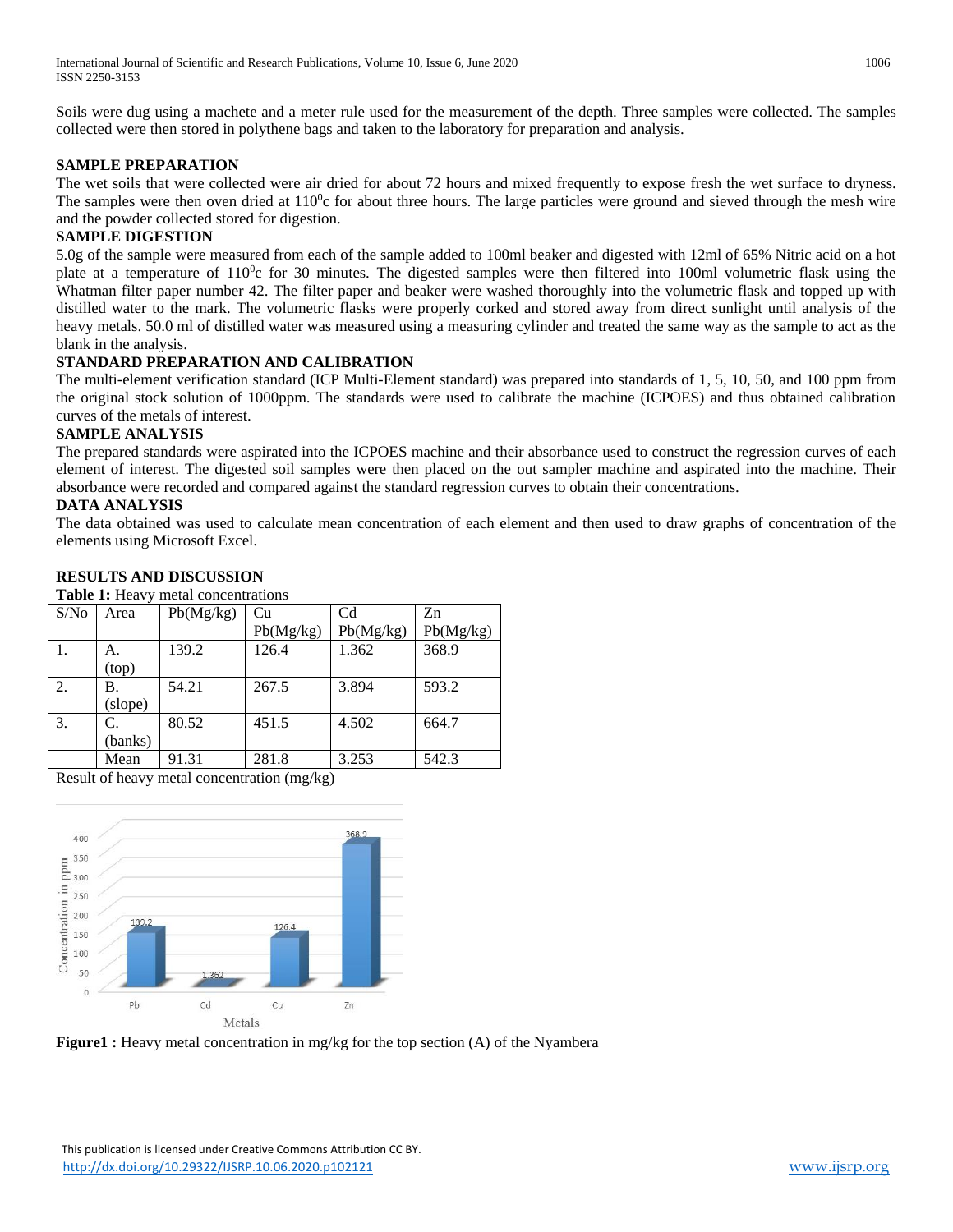Soils were dug using a machete and a meter rule used for the measurement of the depth. Three samples were collected. The samples collected were then stored in polythene bags and taken to the laboratory for preparation and analysis.

### SAMPLE PREPARATION

The wet soils that were collected were air dried for about 72 hours and mixed frequently to expose fresh the wet surface to dryness. The samples were then oven dried at $110^0$c for about three hours. The large particles were ground and sieved through the mesh wire and the powder collected stored for digestion.

### SAMPLE DIGESTION

5.0g of the sample were measured from each of the sample added to 100ml beaker and digested with 12ml of 65% Nitric acid on a hot plate at a temperature of $110^0$c for 30 minutes. The digested samples were then filtered into 100ml volumetric flask using the Whatman filter paper number 42. The filter paper and beaker were washed thoroughly into the volumetric flask and topped up with distilled water to the mark. The volumetric flasks were properly corked and stored away from direct sunlight until analysis of the heavy metals. 50.0 ml of distilled water was measured using a measuring cylinder and treated the same way as the sample to act as the blank in the analysis.

### STANDARD PREPARATION AND CALIBRATION

The multi-element verification standard (ICP Multi-Element standard) was prepared into standards of 1, 5, 10, 50, and 100 ppm from the original stock solution of 1000ppm. The standards were used to calibrate the machine (ICPOES) and thus obtained calibration curves of the metals of interest.

### SAMPLE ANALYSIS

The prepared standards were aspirated into the ICPOES machine and their absorbance used to construct the regression curves of each element of interest. The digested soil samples were then placed on the out sampler machine and aspirated into the machine. Their absorbance were recorded and compared against the standard regression curves to obtain their concentrations.

### DATA ANALYSIS

The data obtained was used to calculate mean concentration of each element and then used to draw graphs of concentration of the elements using Microsoft Excel.

## RESULTS AND DISCUSSION

**Table 1:** Heavy metal concentrations

| S/No | Area | Pb(Mg/kg) | Cu Pb(Mg/kg) | Cd Pb(Mg/kg) | Zn Pb(Mg/kg) |
|---|---|---|---|---|---|
| 1. | A. (top) | 139.2 | 126.4 | 1.362 | 368.9 |
| 2. | B. (slope) | 54.21 | 267.5 | 3.894 | 593.2 |
| 3. | C. (banks) | 80.52 | 451.5 | 4.502 | 664.7 |
| | Mean | 91.31 | 281.8 | 3.253 | 542.3 |

Result of heavy metal concentration (mg/kg)

Concentration in ppm
0
50
100
150
200
250
300
350
400
139.2
1.362
126.4
368.9
Pb
Cd
Cu
Zn
Metals

**Figure1 :** Heavy metal concentration in mg/kg for the top section (A) of the Nyambera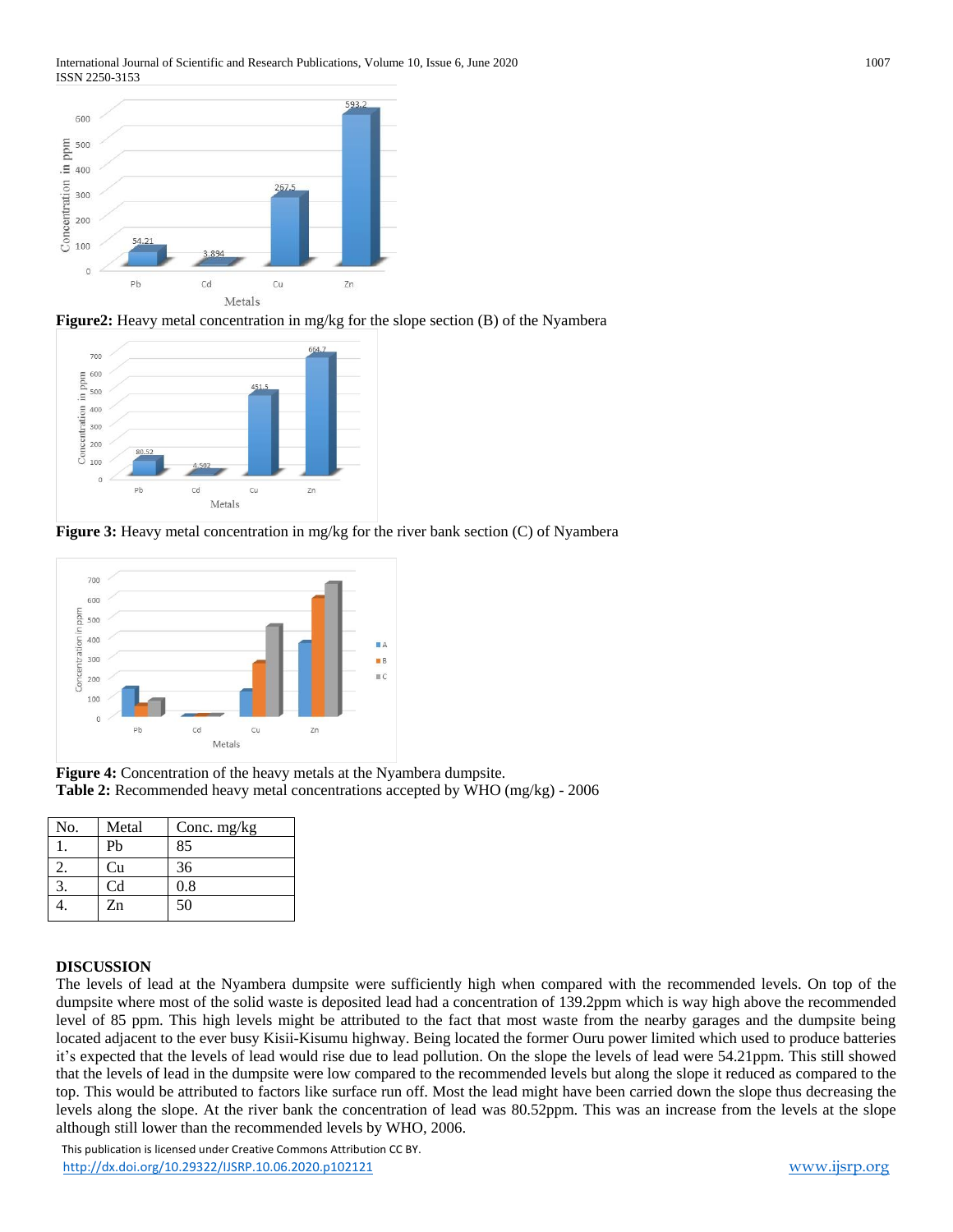600
500
400
300
200
100
0
Concentration in ppm
54.21
3.894
267.5
593.2
Pb
Cd
Cu
Zn
Metals

**Figure2:** Heavy metal concentration in mg/kg for the slope section (B) of the Nyambera

700
600
500
400
300
200
100
0
Concentration in ppm
80.52
4.502
451.5
664.7
Pb
Cd
Cu
Zn
Metals

**Figure 3:** Heavy metal concentration in mg/kg for the river bank section (C) of Nyambera

700
600
500
400
300
200
100
0
Concentration in ppm
Pb
Cd
Cu
Zn
Metals
A
B
C

**Figure 4:** Concentration of the heavy metals at the Nyambera dumpsite.

**Table 2:** Recommended heavy metal concentrations accepted by WHO (mg/kg) - 2006

| No. | Metal | Conc. mg/kg |
|---|---|---|
| 1. | Pb | 85 |
| 2. | Cu | 36 |
| 3. | Cd | 0.8 |
| 4. | Zn | 50 |

## DISCUSSION

The levels of lead at the Nyambera dumpsite were sufficiently high when compared with the recommended levels. On top of the dumpsite where most of the solid waste is deposited lead had a concentration of 139.2ppm which is way high above the recommended level of 85 ppm. This high levels might be attributed to the fact that most waste from the nearby garages and the dumpsite being located adjacent to the ever busy Kisii-Kisumu highway. Being located the former Ouru power limited which used to produce batteries it's expected that the levels of lead would rise due to lead pollution. On the slope the levels of lead were 54.21ppm. This still showed that the levels of lead in the dumpsite were low compared to the recommended levels but along the slope it reduced as compared to the top. This would be attributed to factors like surface run off. Most the lead might have been carried down the slope thus decreasing the levels along the slope. At the river bank the concentration of lead was 80.52ppm. This was an increase from the levels at the slope although still lower than the recommended levels by WHO, 2006.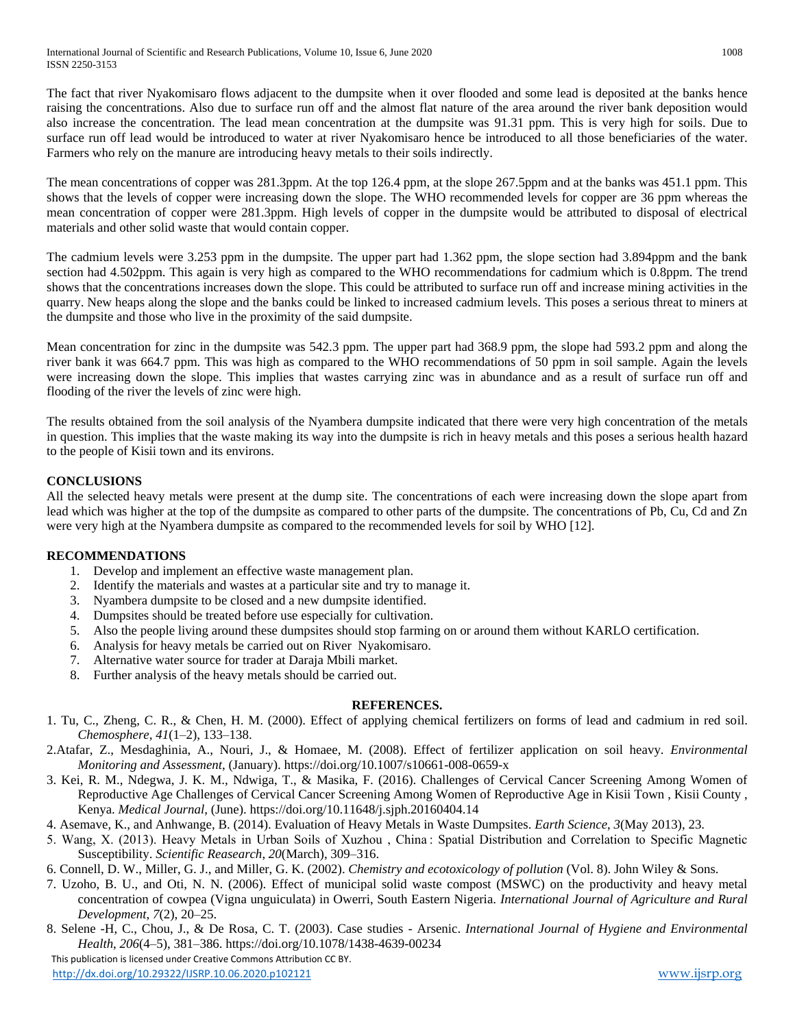The fact that river Nyakomisaro flows adjacent to the dumpsite when it over flooded and some lead is deposited at the banks hence raising the concentrations. Also due to surface run off and the almost flat nature of the area around the river bank deposition would also increase the concentration. The lead mean concentration at the dumpsite was 91.31 ppm. This is very high for soils. Due to surface run off lead would be introduced to water at river Nyakomisaro hence be introduced to all those beneficiaries of the water. Farmers who rely on the manure are introducing heavy metals to their soils indirectly.

The mean concentrations of copper was 281.3ppm. At the top 126.4 ppm, at the slope 267.5ppm and at the banks was 451.1 ppm. This shows that the levels of copper were increasing down the slope. The WHO recommended levels for copper are 36 ppm whereas the mean concentration of copper were 281.3ppm. High levels of copper in the dumpsite would be attributed to disposal of electrical materials and other solid waste that would contain copper.

The cadmium levels were 3.253 ppm in the dumpsite. The upper part had 1.362 ppm, the slope section had 3.894ppm and the bank section had 4.502ppm. This again is very high as compared to the WHO recommendations for cadmium which is 0.8ppm. The trend shows that the concentrations increases down the slope. This could be attributed to surface run off and increase mining activities in the quarry. New heaps along the slope and the banks could be linked to increased cadmium levels. This poses a serious threat to miners at the dumpsite and those who live in the proximity of the said dumpsite.

Mean concentration for zinc in the dumpsite was 542.3 ppm. The upper part had 368.9 ppm, the slope had 593.2 ppm and along the river bank it was 664.7 ppm. This was high as compared to the WHO recommendations of 50 ppm in soil sample. Again the levels were increasing down the slope. This implies that wastes carrying zinc was in abundance and as a result of surface run off and flooding of the river the levels of zinc were high.

The results obtained from the soil analysis of the Nyambera dumpsite indicated that there were very high concentration of the metals in question. This implies that the waste making its way into the dumpsite is rich in heavy metals and this poses a serious health hazard to the people of Kisii town and its environs.

## CONCLUSIONS

All the selected heavy metals were present at the dump site. The concentrations of each were increasing down the slope apart from lead which was higher at the top of the dumpsite as compared to other parts of the dumpsite. The concentrations of Pb, Cu, Cd and Zn were very high at the Nyambera dumpsite as compared to the recommended levels for soil by WHO [12].

## RECOMMENDATIONS

1. Develop and implement an effective waste management plan.
2. Identify the materials and wastes at a particular site and try to manage it.
3. Nyambera dumpsite to be closed and a new dumpsite identified.
4. Dumpsites should be treated before use especially for cultivation.
5. Also the people living around these dumpsites should stop farming on or around them without KARLO certification.
6. Analysis for heavy metals be carried out on River Nyakomisaro.
7. Alternative water source for trader at Daraja Mbili market.
8. Further analysis of the heavy metals should be carried out.

## REFERENCES.

1. Tu, C., Zheng, C. R., & Chen, H. M. (2000). Effect of applying chemical fertilizers on forms of lead and cadmium in red soil. *Chemosphere*, *41*(1–2), 133–138.

2. Atafar, Z., Mesdaghinia, A., Nouri, J., & Homaee, M. (2008). Effect of fertilizer application on soil heavy. *Environmental Monitoring and Assessment*, (January). https://doi.org/10.1007/s10661-008-0659-x

3. Kei, R. M., Ndegwa, J. K. M., Ndwiga, T., & Masika, F. (2016). Challenges of Cervical Cancer Screening Among Women of Reproductive Age Challenges of Cervical Cancer Screening Among Women of Reproductive Age in Kisii Town , Kisii County , Kenya. *Medical Journal*, (June). https://doi.org/10.11648/j.sjph.20160404.14

4. Asemave, K., and Anhwange, B. (2014). Evaluation of Heavy Metals in Waste Dumpsites. *Earth Science*, *3*(May 2013), 23.

5. Wang, X. (2013). Heavy Metals in Urban Soils of Xuzhou , China : Spatial Distribution and Correlation to Specific Magnetic Susceptibility. *Scientific Reasearch*, *20*(March), 309–316.

6. Connell, D. W., Miller, G. J., and Miller, G. K. (2002). *Chemistry and ecotoxicology of pollution* (Vol. 8). John Wiley & Sons.

7. Uzoho, B. U., and Oti, N. N. (2006). Effect of municipal solid waste compost (MSWC) on the productivity and heavy metal concentration of cowpea (Vigna unguiculata) in Owerri, South Eastern Nigeria. *International Journal of Agriculture and Rural Development*, *7*(2), 20–25.

8. Selene -H, C., Chou, J., & De Rosa, C. T. (2003). Case studies - Arsenic. *International Journal of Hygiene and Environmental Health*, *206*(4–5), 381–386. https://doi.org/10.1078/1438-4639-00234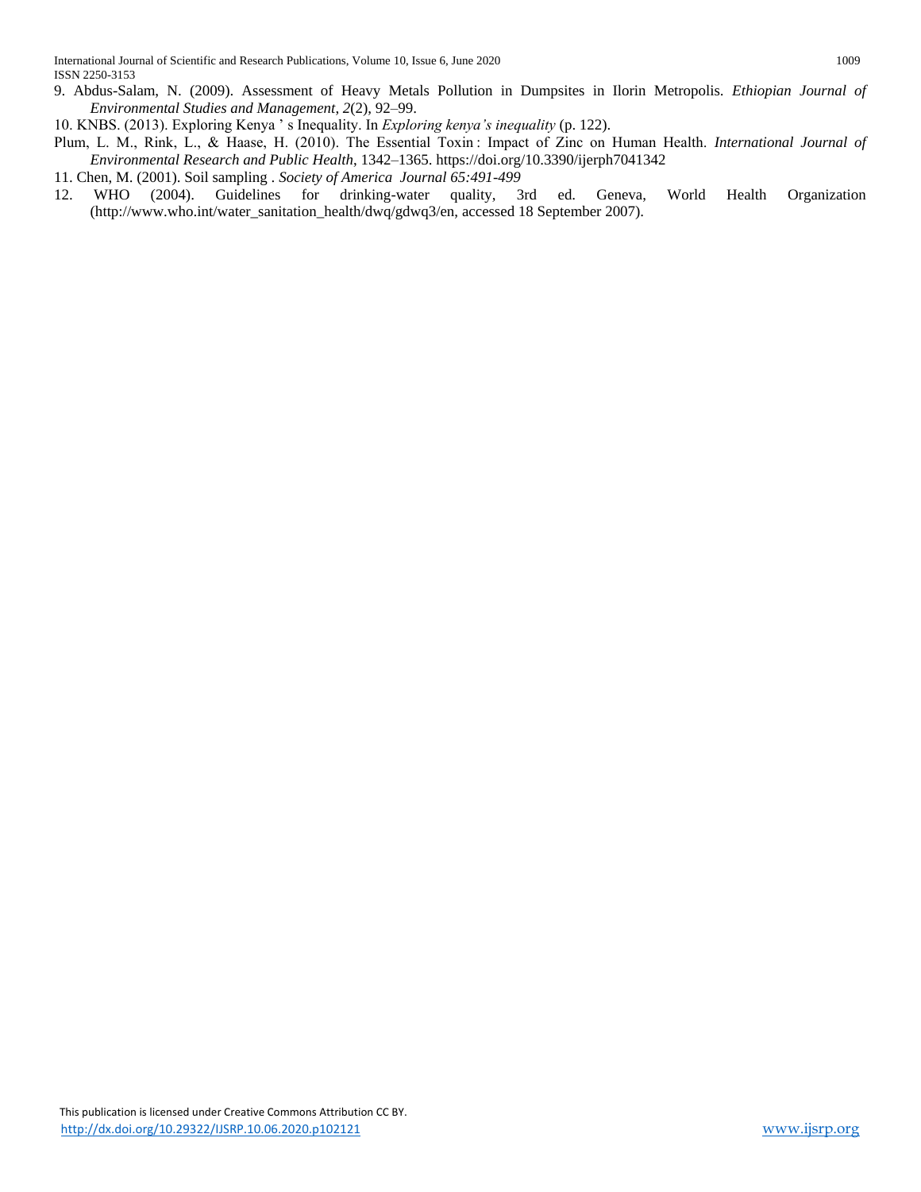9. Abdus-Salam, N. (2009). Assessment of Heavy Metals Pollution in Dumpsites in Ilorin Metropolis. *Ethiopian Journal of Environmental Studies and Management*, *2*(2), 92–99.

10. KNBS. (2013). Exploring Kenya ' s Inequality. In *Exploring kenya's inequality* (p. 122).

Plum, L. M., Rink, L., & Haase, H. (2010). The Essential Toxin : Impact of Zinc on Human Health. *International Journal of Environmental Research and Public Health*, 1342–1365. https://doi.org/10.3390/ijerph7041342

11. Chen, M. (2001). Soil sampling . *Society of America Journal 65:491-499*

12. WHO (2004). Guidelines for drinking-water quality, 3rd ed. Geneva, World Health Organization (http://www.who.int/water_sanitation_health/dwq/gdwq3/en, accessed 18 September 2007).